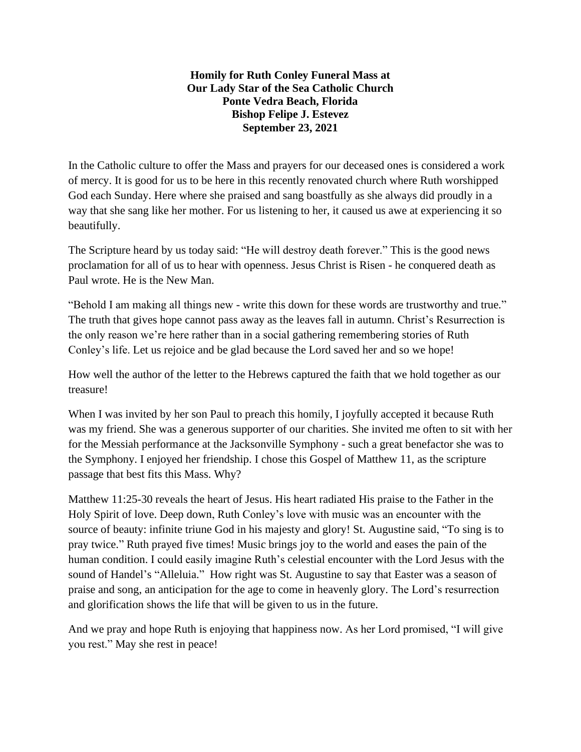**Homily for Ruth Conley Funeral Mass at**
**Our Lady Star of the Sea Catholic Church**
**Ponte Vedra Beach, Florida**
**Bishop Felipe J. Estevez**
**September 23, 2021**

In the Catholic culture to offer the Mass and prayers for our deceased ones is considered a work of mercy. It is good for us to be here in this recently renovated church where Ruth worshipped God each Sunday. Here where she praised and sang boastfully as she always did proudly in a way that she sang like her mother. For us listening to her, it caused us awe at experiencing it so beautifully.

The Scripture heard by us today said: "He will destroy death forever." This is the good news proclamation for all of us to hear with openness. Jesus Christ is Risen - he conquered death as Paul wrote. He is the New Man.

"Behold I am making all things new - write this down for these words are trustworthy and true." The truth that gives hope cannot pass away as the leaves fall in autumn. Christ's Resurrection is the only reason we're here rather than in a social gathering remembering stories of Ruth Conley's life. Let us rejoice and be glad because the Lord saved her and so we hope!

How well the author of the letter to the Hebrews captured the faith that we hold together as our treasure!

When I was invited by her son Paul to preach this homily, I joyfully accepted it because Ruth was my friend. She was a generous supporter of our charities. She invited me often to sit with her for the Messiah performance at the Jacksonville Symphony - such a great benefactor she was to the Symphony. I enjoyed her friendship. I chose this Gospel of Matthew 11, as the scripture passage that best fits this Mass. Why?

Matthew 11:25-30 reveals the heart of Jesus. His heart radiated His praise to the Father in the Holy Spirit of love. Deep down, Ruth Conley's love with music was an encounter with the source of beauty: infinite triune God in his majesty and glory! St. Augustine said, "To sing is to pray twice." Ruth prayed five times! Music brings joy to the world and eases the pain of the human condition. I could easily imagine Ruth's celestial encounter with the Lord Jesus with the sound of Handel's "Alleluia." How right was St. Augustine to say that Easter was a season of praise and song, an anticipation for the age to come in heavenly glory. The Lord's resurrection and glorification shows the life that will be given to us in the future.

And we pray and hope Ruth is enjoying that happiness now. As her Lord promised, "I will give you rest." May she rest in peace!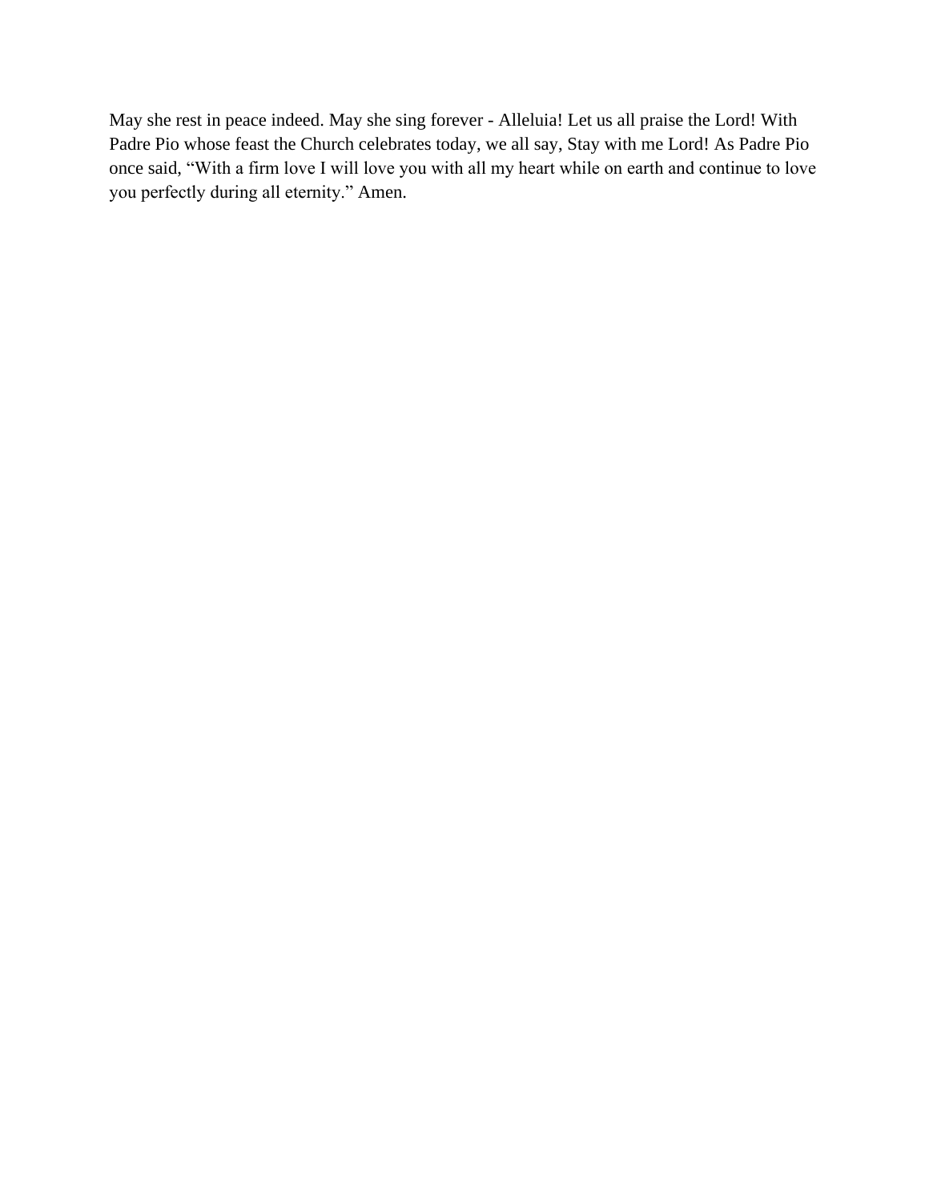May she rest in peace indeed. May she sing forever - Alleluia! Let us all praise the Lord! With Padre Pio whose feast the Church celebrates today, we all say, Stay with me Lord! As Padre Pio once said, “With a firm love I will love you with all my heart while on earth and continue to love you perfectly during all eternity.” Amen.